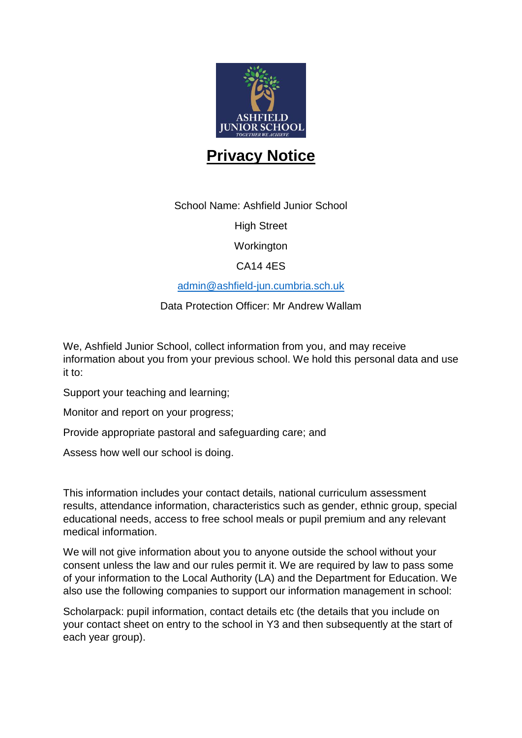# Privacy Notice

School Name: Ashfield Junior School

High Street

Workington

CA14 4ES

admin@ashfield-jun.cumbria.sch.uk

Data Protection Officer: Mr Andrew Wallam

We, Ashfield Junior School, collect information from you, and may receive information about you from your previous school. We hold this personal data and use it to:

Support your teaching and learning;

Monitor and report on your progress;

Provide appropriate pastoral and safeguarding care; and

Assess how well our school is doing.

This information includes your contact details, national curriculum assessment results, attendance information, characteristics such as gender, ethnic group, special educational needs, access to free school meals or pupil premium and any relevant medical information.

We will not give information about you to anyone outside the school without your consent unless the law and our rules permit it. We are required by law to pass some of your information to the Local Authority (LA) and the Department for Education. We also use the following companies to support our information management in school:

Scholarpack: pupil information, contact details etc (the details that you include on your contact sheet on entry to the school in Y3 and then subsequently at the start of each year group).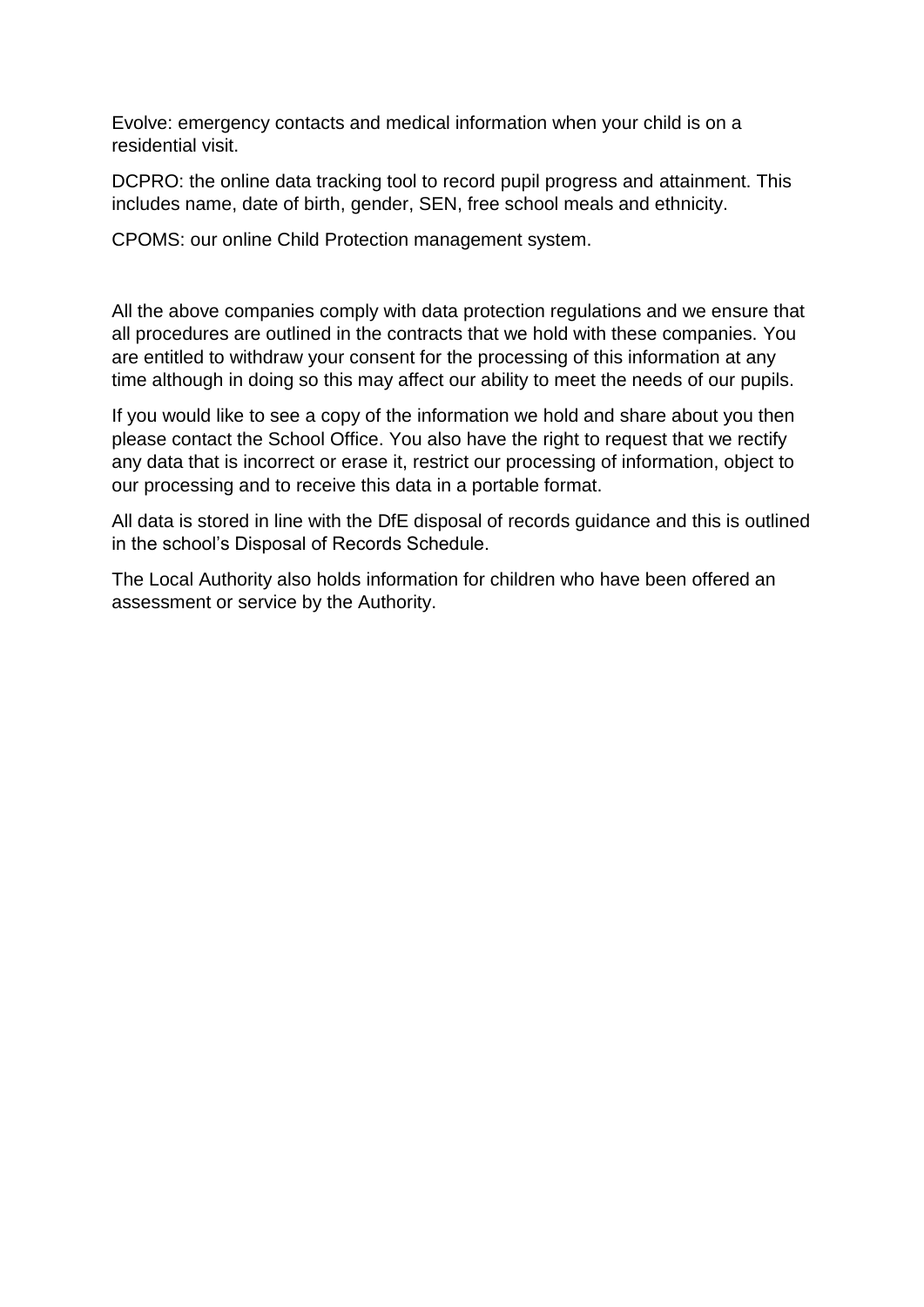Evolve: emergency contacts and medical information when your child is on a residential visit.

DCPRO: the online data tracking tool to record pupil progress and attainment. This includes name, date of birth, gender, SEN, free school meals and ethnicity.

CPOMS: our online Child Protection management system.

All the above companies comply with data protection regulations and we ensure that all procedures are outlined in the contracts that we hold with these companies. You are entitled to withdraw your consent for the processing of this information at any time although in doing so this may affect our ability to meet the needs of our pupils.

If you would like to see a copy of the information we hold and share about you then please contact the School Office. You also have the right to request that we rectify any data that is incorrect or erase it, restrict our processing of information, object to our processing and to receive this data in a portable format.

All data is stored in line with the DfE disposal of records guidance and this is outlined in the school's Disposal of Records Schedule.

The Local Authority also holds information for children who have been offered an assessment or service by the Authority.